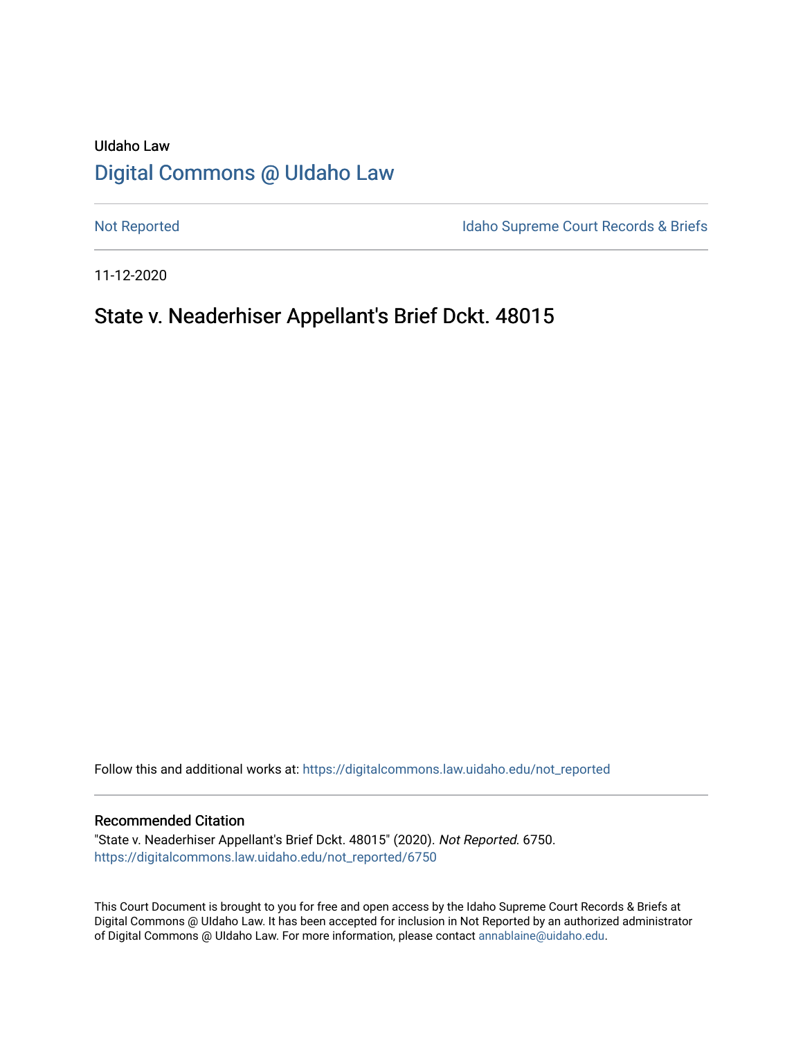UIdaho Law

# Digital Commons @ UIdaho Law

Not Reported | Idaho Supreme Court Records & Briefs

11-12-2020

## State v. Neaderhiser Appellant's Brief Dckt. 48015

Follow this and additional works at: https://digitalcommons.law.uidaho.edu/not_reported

### Recommended Citation

"State v. Neaderhiser Appellant's Brief Dckt. 48015" (2020). *Not Reported*. 6750.
https://digitalcommons.law.uidaho.edu/not_reported/6750

This Court Document is brought to you for free and open access by the Idaho Supreme Court Records & Briefs at Digital Commons @ UIdaho Law. It has been accepted for inclusion in Not Reported by an authorized administrator of Digital Commons @ UIdaho Law. For more information, please contact annablaine@uidaho.edu.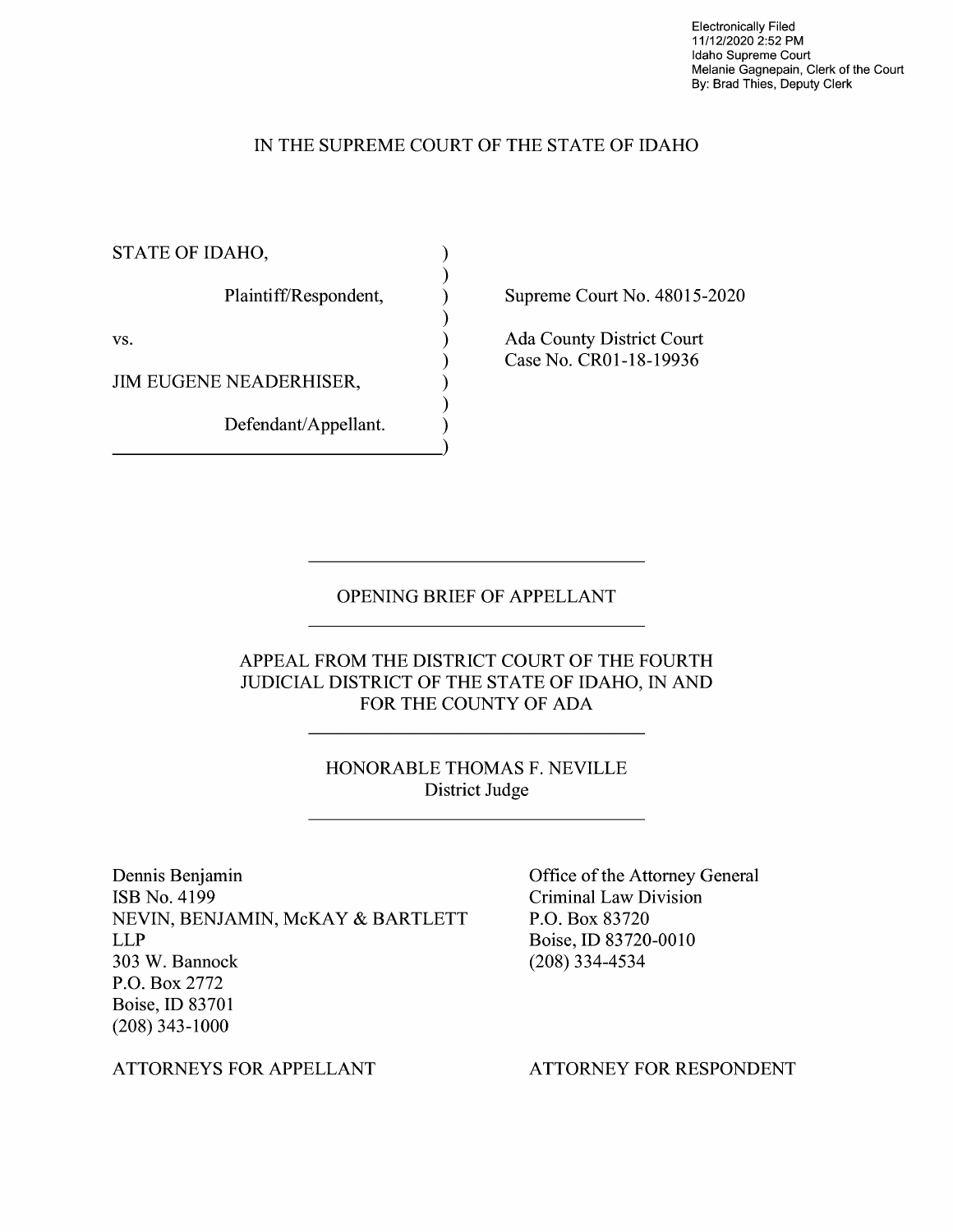Electronically Filed
11/12/2020 2:52 PM
Idaho Supreme Court
Melanie Gagnepain, Clerk of the Court
By: Brad Thies, Deputy Clerk

IN THE SUPREME COURT OF THE STATE OF IDAHO

| | |
|---|---|
| STATE OF IDAHO,<br><br>Plaintiff/Respondent,<br><br>vs.<br><br>JIM EUGENE NEADERHISER,<br><br>Defendant/Appellant. | Supreme Court No. 48015-2020<br><br>Ada County District Court<br>Case No. CR01-18-19936 |

---

OPENING BRIEF OF APPELLANT

---

APPEAL FROM THE DISTRICT COURT OF THE FOURTH JUDICIAL DISTRICT OF THE STATE OF IDAHO, IN AND FOR THE COUNTY OF ADA

---

HONORABLE THOMAS F. NEVILLE
District Judge

---

| | |
|---|---|
| Dennis Benjamin<br>ISB No. 4199<br>NEVIN, BENJAMIN, McKAY & BARTLETT LLP<br>303 W. Bannock<br>P.O. Box 2772<br>Boise, ID 83701<br>(208) 343-1000 | Office of the Attorney General<br>Criminal Law Division<br>P.O. Box 83720<br>Boise, ID 83720-0010<br>(208) 334-4534 |
| ATTORNEYS FOR APPELLANT | ATTORNEY FOR RESPONDENT |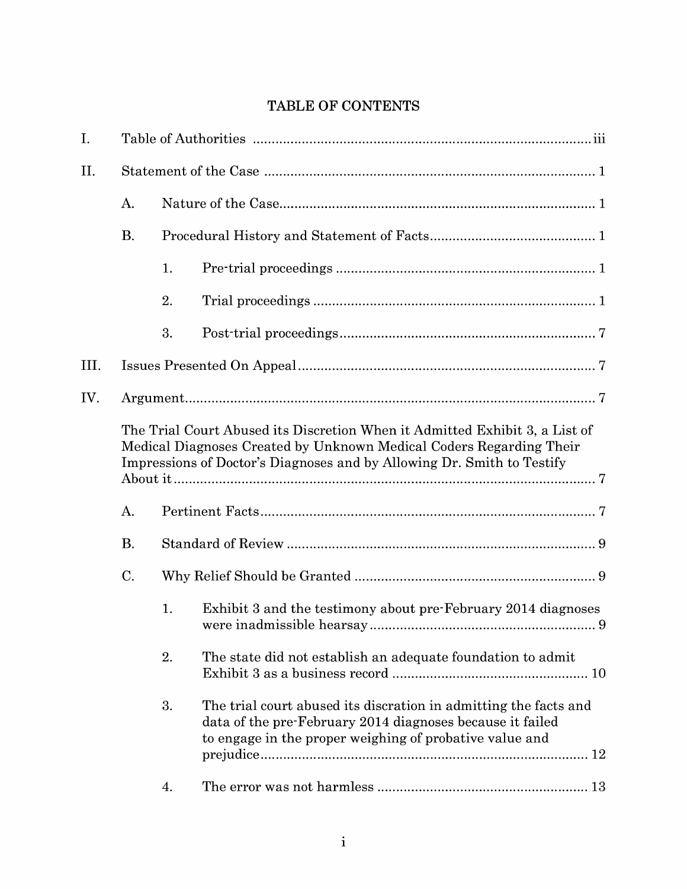# TABLE OF CONTENTS

I. Table of Authorities ............................................................................................ iii

II. Statement of the Case ......................................................................................... 1

A. Nature of the Case.................................................................................... 1

B. Procedural History and Statement of Facts............................................ 1

1. Pre-trial proceedings ..................................................................... 1

2. Trial proceedings ........................................................................... 1

3. Post-trial proceedings.................................................................... 7

III. Issues Presented On Appeal............................................................................... 7

IV. Argument............................................................................................................. 7

The Trial Court Abused its Discretion When it Admitted Exhibit 3, a List of Medical Diagnoses Created by Unknown Medical Coders Regarding Their Impressions of Doctor's Diagnoses and by Allowing Dr. Smith to Testify About it ................................................................................................................. 7

A. Pertinent Facts......................................................................................... 7

B. Standard of Review .................................................................................. 9

C. Why Relief Should be Granted ................................................................ 9

1. Exhibit 3 and the testimony about pre-February 2014 diagnoses were inadmissible hearsay ............................................................ 9

2. The state did not establish an adequate foundation to admit Exhibit 3 as a business record .................................................... 10

3. The trial court abused its discration in admitting the facts and data of the pre-February 2014 diagnoses because it failed to engage in the proper weighing of probative value and prejudice...................................................................................... 12

4. The error was not harmless ....................................................... 13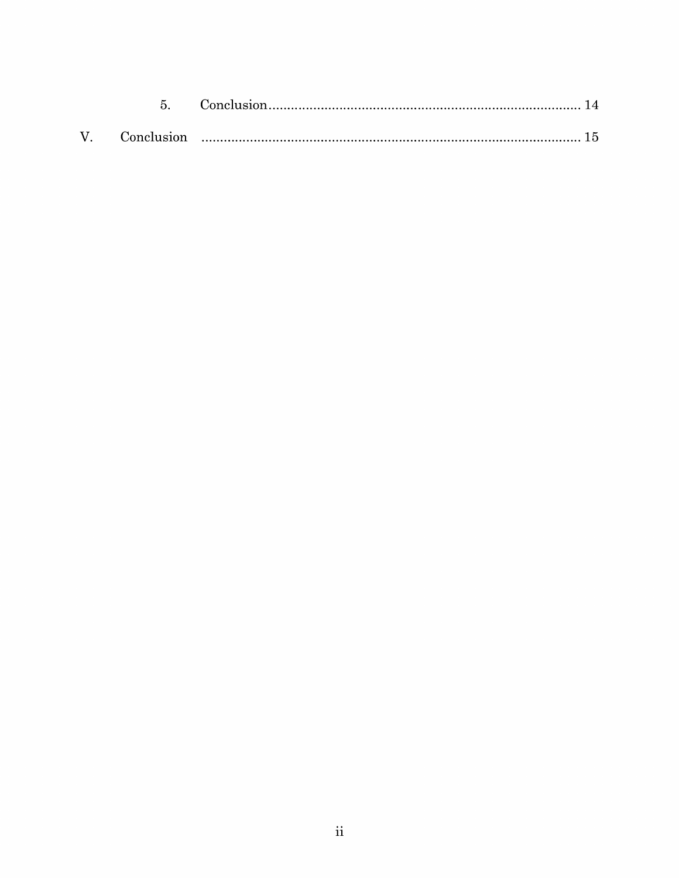5. Conclusion .................................................................................... 14

V. Conclusion ..................................................................................... 15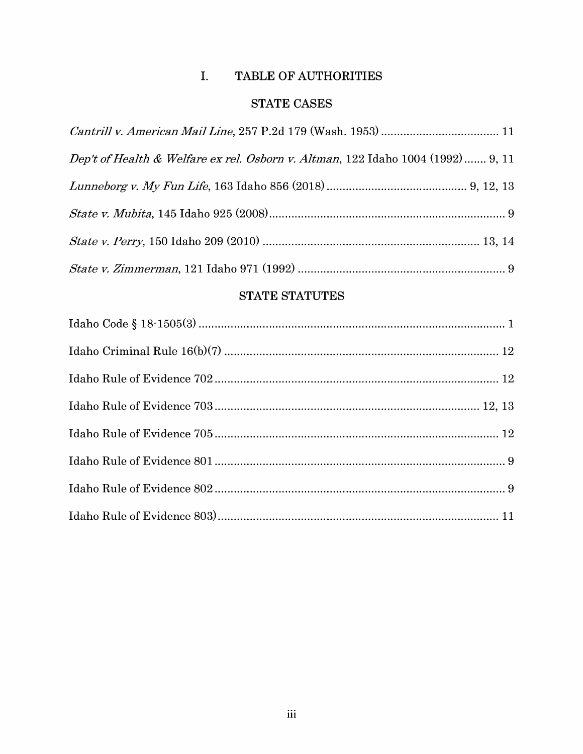# I. TABLE OF AUTHORITIES

## STATE CASES

*Cantrill v. American Mail Line*, 257 P.2d 179 (Wash. 1953) .................................... 11

*Dep't of Health & Welfare ex rel. Osborn v. Altman*, 122 Idaho 1004 (1992) ....... 9, 11

*Lunneborg v. My Fun Life*, 163 Idaho 856 (2018) ........................................... 9, 12, 13

*State v. Mubita*, 145 Idaho 925 (2008) ......................................................................... 9

*State v. Perry*, 150 Idaho 209 (2010) .................................................................. 13, 14

*State v. Zimmerman*, 121 Idaho 971 (1992) ................................................................ 9

## STATE STATUTES

Idaho Code § 18-1505(3) ............................................................................................... 1

Idaho Criminal Rule 16(b)(7) ..................................................................................... 12

Idaho Rule of Evidence 702 ........................................................................................ 12

Idaho Rule of Evidence 703 .................................................................................. 12, 13

Idaho Rule of Evidence 705 ........................................................................................ 12

Idaho Rule of Evidence 801 .......................................................................................... 9

Idaho Rule of Evidence 802 .......................................................................................... 9

Idaho Rule of Evidence 803) ....................................................................................... 11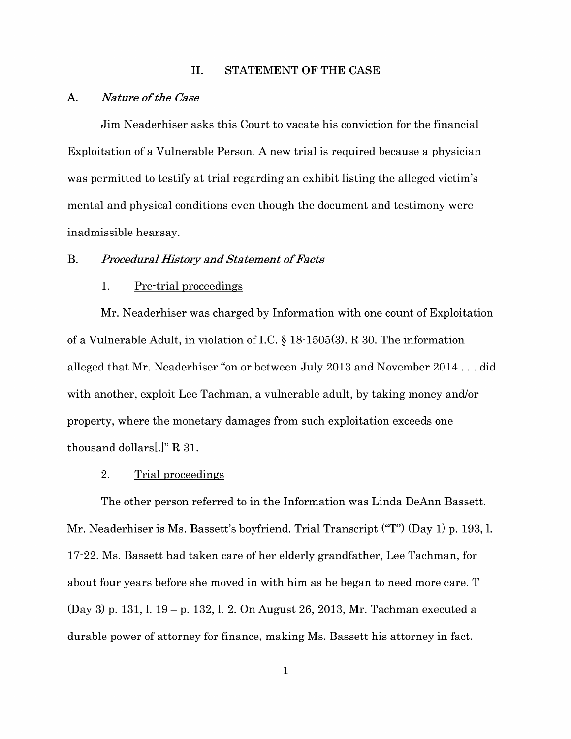## II. STATEMENT OF THE CASE

### A. *Nature of the Case*

Jim Neaderhiser asks this Court to vacate his conviction for the financial Exploitation of a Vulnerable Person. A new trial is required because a physician was permitted to testify at trial regarding an exhibit listing the alleged victim's mental and physical conditions even though the document and testimony were inadmissible hearsay.

### B. *Procedural History and Statement of Facts*

#### 1. Pre-trial proceedings

Mr. Neaderhiser was charged by Information with one count of Exploitation of a Vulnerable Adult, in violation of I.C. § 18-1505(3). R 30. The information alleged that Mr. Neaderhiser "on or between July 2013 and November 2014 . . . did with another, exploit Lee Tachman, a vulnerable adult, by taking money and/or property, where the monetary damages from such exploitation exceeds one thousand dollars[.]" R 31.

#### 2. Trial proceedings

The other person referred to in the Information was Linda DeAnn Bassett. Mr. Neaderhiser is Ms. Bassett's boyfriend. Trial Transcript ("T") (Day 1) p. 193, l. 17-22. Ms. Bassett had taken care of her elderly grandfather, Lee Tachman, for about four years before she moved in with him as he began to need more care. T (Day 3) p. 131, l. 19 – p. 132, l. 2. On August 26, 2013, Mr. Tachman executed a durable power of attorney for finance, making Ms. Bassett his attorney in fact.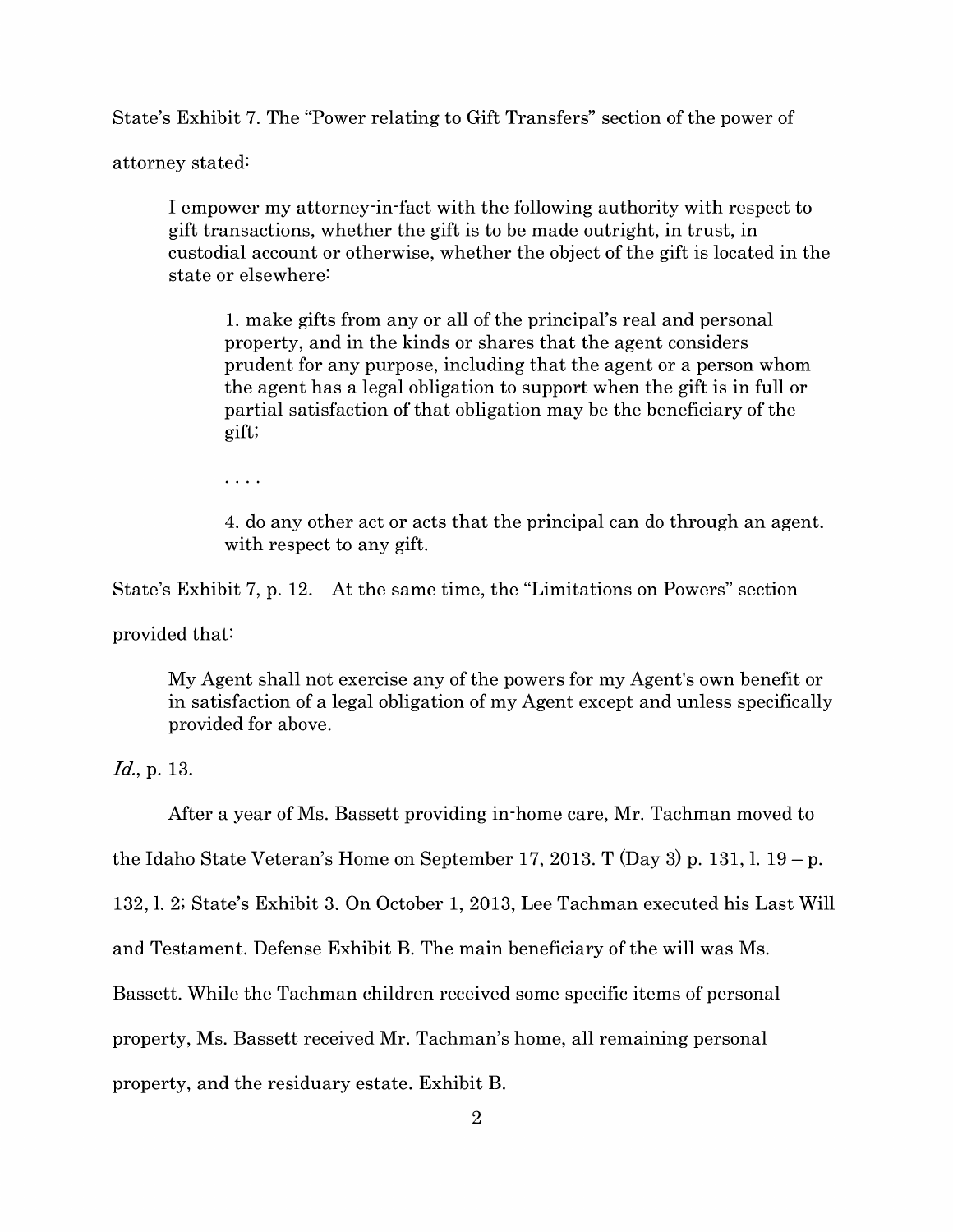State's Exhibit 7. The "Power relating to Gift Transfers" section of the power of attorney stated:

> I empower my attorney-in-fact with the following authority with respect to gift transactions, whether the gift is to be made outright, in trust, in custodial account or otherwise, whether the object of the gift is located in the state or elsewhere:
>
> > 1. make gifts from any or all of the principal's real and personal property, and in the kinds or shares that the agent considers prudent for any purpose, including that the agent or a person whom the agent has a legal obligation to support when the gift is in full or partial satisfaction of that obligation may be the beneficiary of the gift;
> >
> > . . . .
> >
> > 4. do any other act or acts that the principal can do through an agent. with respect to any gift.

State's Exhibit 7, p. 12. At the same time, the "Limitations on Powers" section provided that:

> My Agent shall not exercise any of the powers for my Agent's own benefit or in satisfaction of a legal obligation of my Agent except and unless specifically provided for above.

*Id.*, p. 13.

After a year of Ms. Bassett providing in-home care, Mr. Tachman moved to the Idaho State Veteran's Home on September 17, 2013. T (Day 3) p. 131, l. 19 – p. 132, l. 2; State's Exhibit 3. On October 1, 2013, Lee Tachman executed his Last Will and Testament. Defense Exhibit B. The main beneficiary of the will was Ms. Bassett. While the Tachman children received some specific items of personal property, Ms. Bassett received Mr. Tachman's home, all remaining personal property, and the residuary estate. Exhibit B.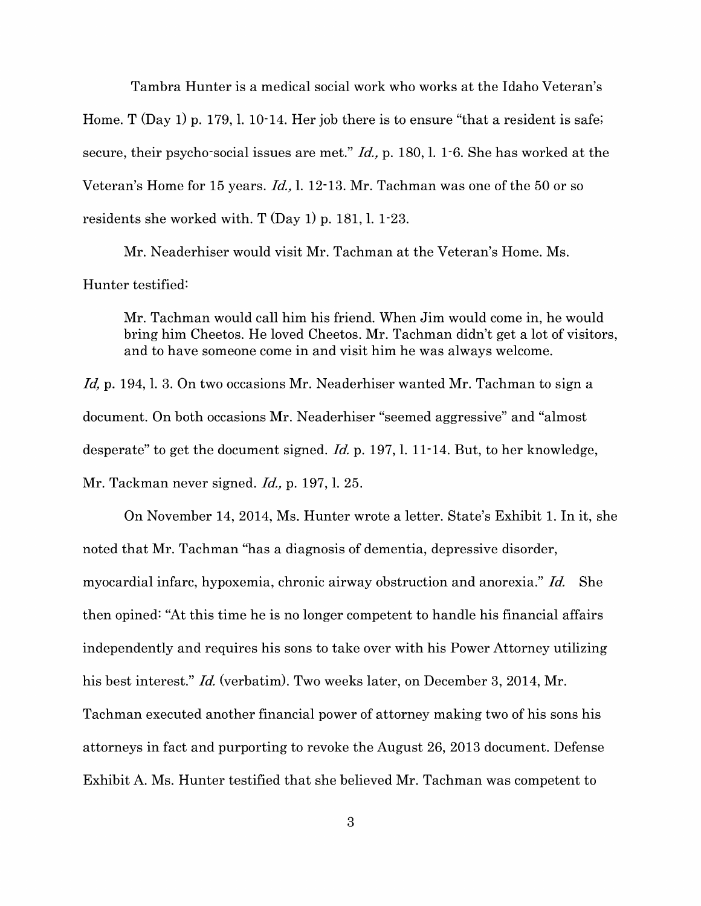Tambra Hunter is a medical social work who works at the Idaho Veteran's Home. T (Day 1) p. 179, l. 10-14. Her job there is to ensure "that a resident is safe; secure, their psycho-social issues are met." *Id.,* p. 180, l. 1-6. She has worked at the Veteran's Home for 15 years. *Id.,* l. 12-13. Mr. Tachman was one of the 50 or so residents she worked with. T (Day 1) p. 181, l. 1-23.

Mr. Neaderhiser would visit Mr. Tachman at the Veteran's Home. Ms. Hunter testified:

> Mr. Tachman would call him his friend. When Jim would come in, he would bring him Cheetos. He loved Cheetos. Mr. Tachman didn't get a lot of visitors, and to have someone come in and visit him he was always welcome.

*Id,* p. 194, l. 3. On two occasions Mr. Neaderhiser wanted Mr. Tachman to sign a document. On both occasions Mr. Neaderhiser "seemed aggressive" and "almost desperate" to get the document signed. *Id.* p. 197, l. 11-14. But, to her knowledge, Mr. Tackman never signed. *Id.,* p. 197, l. 25.

On November 14, 2014, Ms. Hunter wrote a letter. State's Exhibit 1. In it, she noted that Mr. Tachman "has a diagnosis of dementia, depressive disorder, myocardial infarc, hypoxemia, chronic airway obstruction and anorexia." *Id.* She then opined: "At this time he is no longer competent to handle his financial affairs independently and requires his sons to take over with his Power Attorney utilizing his best interest." *Id.* (verbatim). Two weeks later, on December 3, 2014, Mr. Tachman executed another financial power of attorney making two of his sons his attorneys in fact and purporting to revoke the August 26, 2013 document. Defense Exhibit A. Ms. Hunter testified that she believed Mr. Tachman was competent to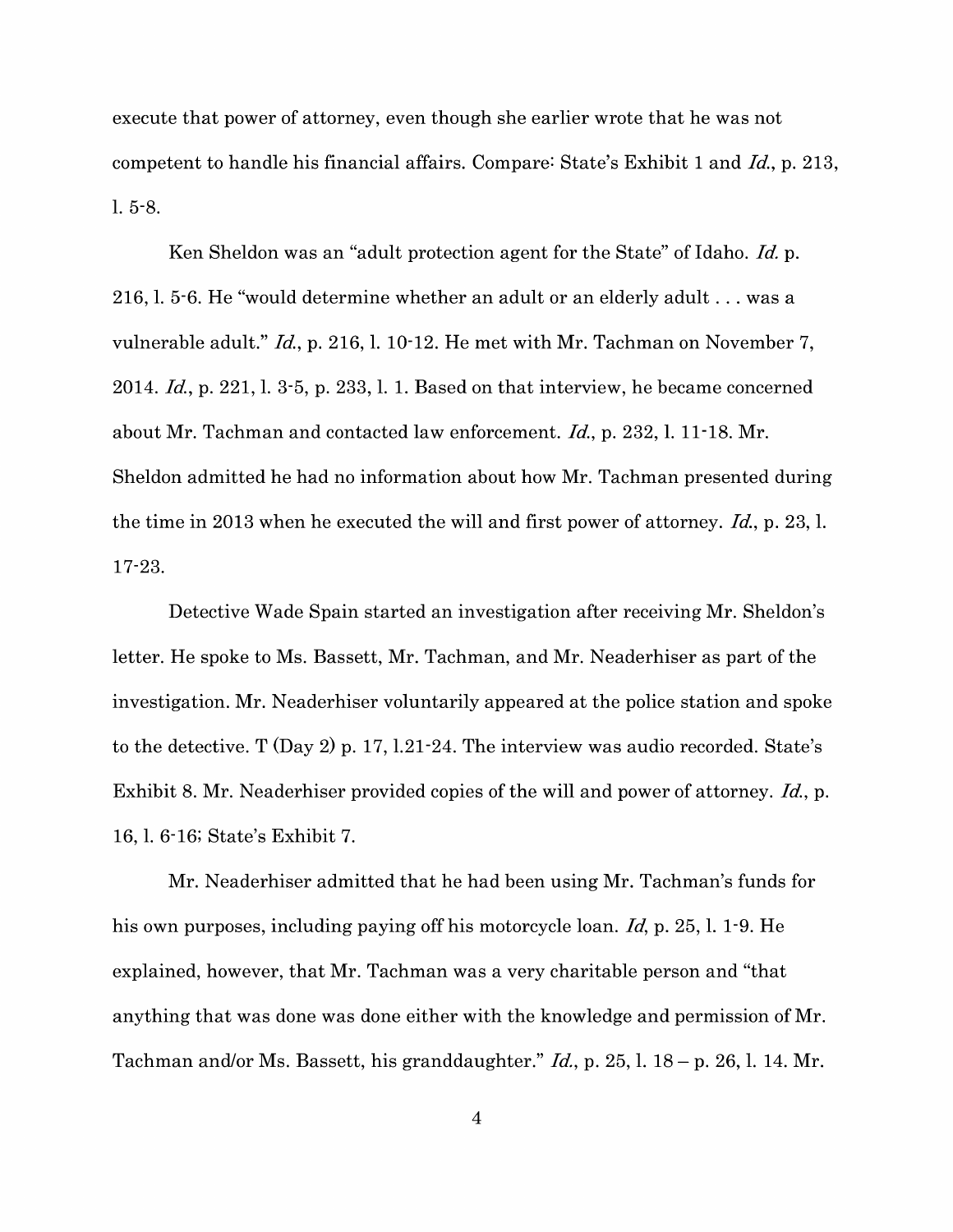execute that power of attorney, even though she earlier wrote that he was not competent to handle his financial affairs. Compare: State's Exhibit 1 and *Id.*, p. 213, l. 5-8.

Ken Sheldon was an "adult protection agent for the State" of Idaho. *Id.* p. 216, l. 5-6. He "would determine whether an adult or an elderly adult . . . was a vulnerable adult." *Id.*, p. 216, l. 10-12. He met with Mr. Tachman on November 7, 2014. *Id.*, p. 221, l. 3-5, p. 233, l. 1. Based on that interview, he became concerned about Mr. Tachman and contacted law enforcement. *Id.*, p. 232, l. 11-18. Mr. Sheldon admitted he had no information about how Mr. Tachman presented during the time in 2013 when he executed the will and first power of attorney. *Id.*, p. 23, l. 17-23.

Detective Wade Spain started an investigation after receiving Mr. Sheldon's letter. He spoke to Ms. Bassett, Mr. Tachman, and Mr. Neaderhiser as part of the investigation. Mr. Neaderhiser voluntarily appeared at the police station and spoke to the detective. T (Day 2) p. 17, l.21-24. The interview was audio recorded. State's Exhibit 8. Mr. Neaderhiser provided copies of the will and power of attorney. *Id.*, p. 16, l. 6-16; State's Exhibit 7.

Mr. Neaderhiser admitted that he had been using Mr. Tachman's funds for his own purposes, including paying off his motorcycle loan. *Id*, p. 25, l. 1-9. He explained, however, that Mr. Tachman was a very charitable person and "that anything that was done was done either with the knowledge and permission of Mr. Tachman and/or Ms. Bassett, his granddaughter." *Id.*, p. 25, l. 18 – p. 26, l. 14. Mr.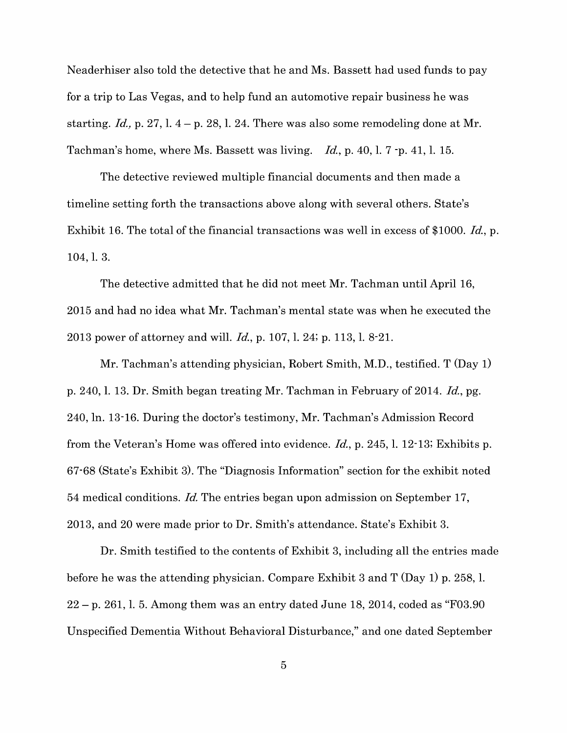Neaderhiser also told the detective that he and Ms. Bassett had used funds to pay for a trip to Las Vegas, and to help fund an automotive repair business he was starting. *Id.,* p. 27, l. 4 – p. 28, l. 24. There was also some remodeling done at Mr. Tachman's home, where Ms. Bassett was living. *Id.*, p. 40, l. 7 -p. 41, l. 15.

The detective reviewed multiple financial documents and then made a timeline setting forth the transactions above along with several others. State's Exhibit 16. The total of the financial transactions was well in excess of $1000. *Id.*, p. 104, l. 3.

The detective admitted that he did not meet Mr. Tachman until April 16, 2015 and had no idea what Mr. Tachman's mental state was when he executed the 2013 power of attorney and will. *Id.*, p. 107, l. 24; p. 113, l. 8-21.

Mr. Tachman's attending physician, Robert Smith, M.D., testified. T (Day 1) p. 240, l. 13. Dr. Smith began treating Mr. Tachman in February of 2014. *Id.*, pg. 240, ln. 13-16. During the doctor's testimony, Mr. Tachman's Admission Record from the Veteran's Home was offered into evidence. *Id.*, p. 245, l. 12-13; Exhibits p. 67-68 (State's Exhibit 3). The "Diagnosis Information" section for the exhibit noted 54 medical conditions. *Id.* The entries began upon admission on September 17, 2013, and 20 were made prior to Dr. Smith's attendance. State's Exhibit 3.

Dr. Smith testified to the contents of Exhibit 3, including all the entries made before he was the attending physician. Compare Exhibit 3 and T (Day 1) p. 258, l. 22 – p. 261, l. 5. Among them was an entry dated June 18, 2014, coded as "F03.90 Unspecified Dementia Without Behavioral Disturbance," and one dated September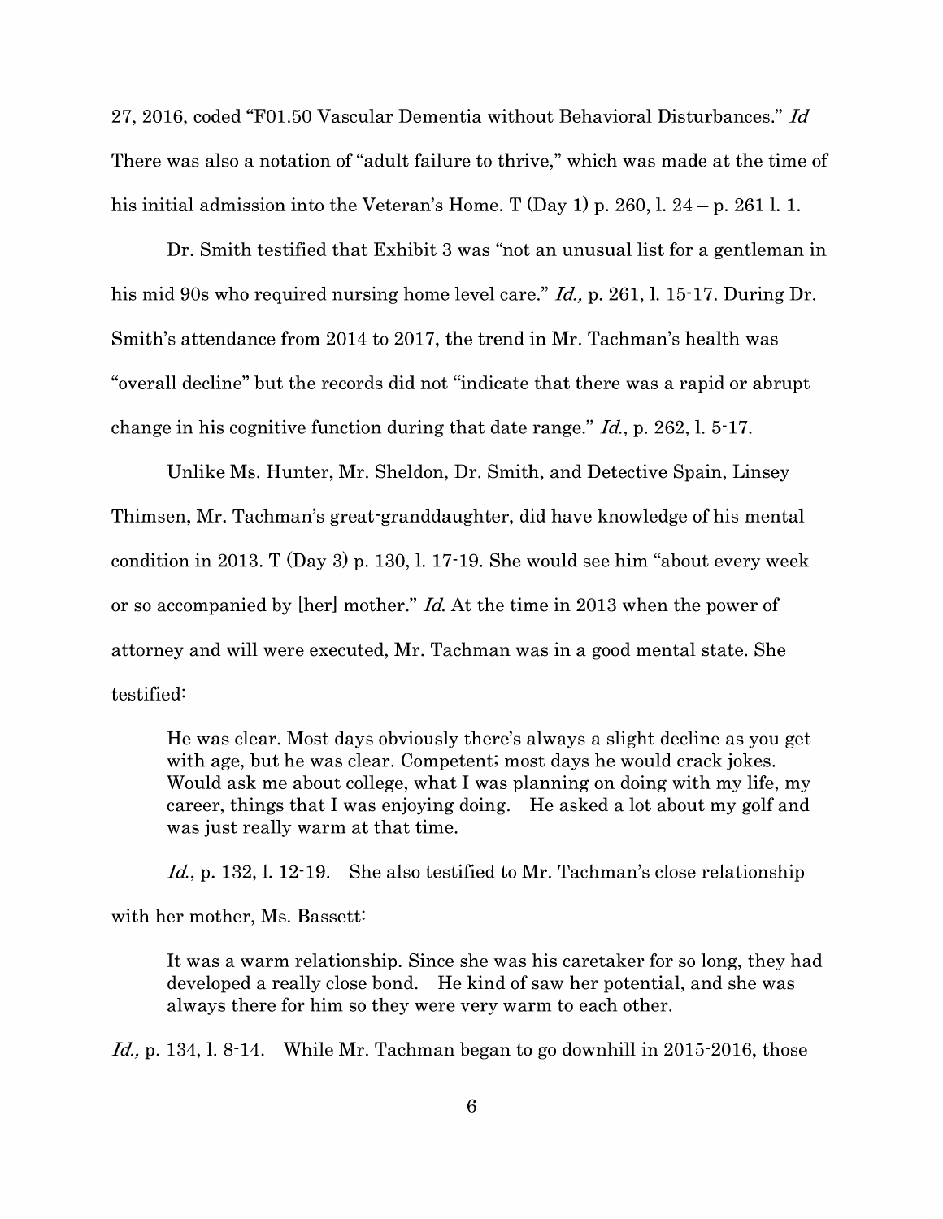27, 2016, coded "F01.50 Vascular Dementia without Behavioral Disturbances." *Id* There was also a notation of "adult failure to thrive," which was made at the time of his initial admission into the Veteran's Home. T (Day 1) p. 260, l. 24 – p. 261 l. 1.

Dr. Smith testified that Exhibit 3 was "not an unusual list for a gentleman in his mid 90s who required nursing home level care." *Id.,* p. 261, l. 15-17. During Dr. Smith's attendance from 2014 to 2017, the trend in Mr. Tachman's health was "overall decline" but the records did not "indicate that there was a rapid or abrupt change in his cognitive function during that date range." *Id.*, p. 262, l. 5-17.

Unlike Ms. Hunter, Mr. Sheldon, Dr. Smith, and Detective Spain, Linsey Thimsen, Mr. Tachman's great-granddaughter, did have knowledge of his mental condition in 2013. T (Day 3) p. 130, l. 17-19. She would see him "about every week or so accompanied by [her] mother." *Id.* At the time in 2013 when the power of attorney and will were executed, Mr. Tachman was in a good mental state. She testified:

> He was clear. Most days obviously there's always a slight decline as you get with age, but he was clear. Competent; most days he would crack jokes. Would ask me about college, what I was planning on doing with my life, my career, things that I was enjoying doing. He asked a lot about my golf and was just really warm at that time.

*Id.*, p. 132, l. 12-19. She also testified to Mr. Tachman's close relationship with her mother, Ms. Bassett:

> It was a warm relationship. Since she was his caretaker for so long, they had developed a really close bond. He kind of saw her potential, and she was always there for him so they were very warm to each other.

*Id.,* p. 134, l. 8-14. While Mr. Tachman began to go downhill in 2015-2016, those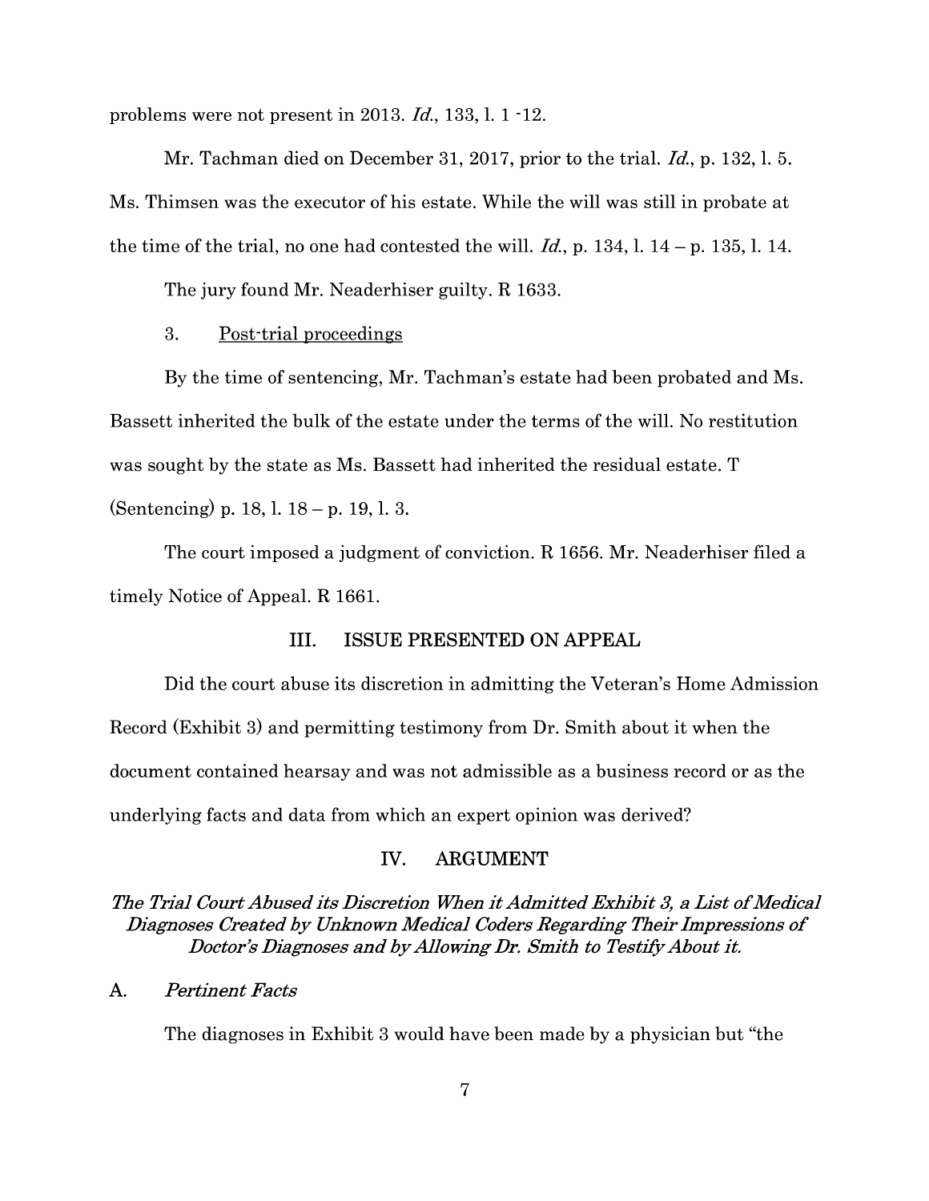problems were not present in 2013. *Id.*, 133, l. 1 -12.

Mr. Tachman died on December 31, 2017, prior to the trial. *Id.*, p. 132, l. 5. Ms. Thimsen was the executor of his estate. While the will was still in probate at the time of the trial, no one had contested the will. *Id.*, p. 134, l. 14 – p. 135, l. 14.

The jury found Mr. Neaderhiser guilty. R 1633.

3. Post-trial proceedings

By the time of sentencing, Mr. Tachman's estate had been probated and Ms. Bassett inherited the bulk of the estate under the terms of the will. No restitution was sought by the state as Ms. Bassett had inherited the residual estate. T (Sentencing) p. 18, l. 18 – p. 19, l. 3.

The court imposed a judgment of conviction. R 1656. Mr. Neaderhiser filed a timely Notice of Appeal. R 1661.

## III. ISSUE PRESENTED ON APPEAL

Did the court abuse its discretion in admitting the Veteran's Home Admission Record (Exhibit 3) and permitting testimony from Dr. Smith about it when the document contained hearsay and was not admissible as a business record or as the underlying facts and data from which an expert opinion was derived?

## IV. ARGUMENT

***The Trial Court Abused its Discretion When it Admitted Exhibit 3, a List of Medical Diagnoses Created by Unknown Medical Coders Regarding Their Impressions of Doctor's Diagnoses and by Allowing Dr. Smith to Testify About it.***

### A. *Pertinent Facts*

The diagnoses in Exhibit 3 would have been made by a physician but "the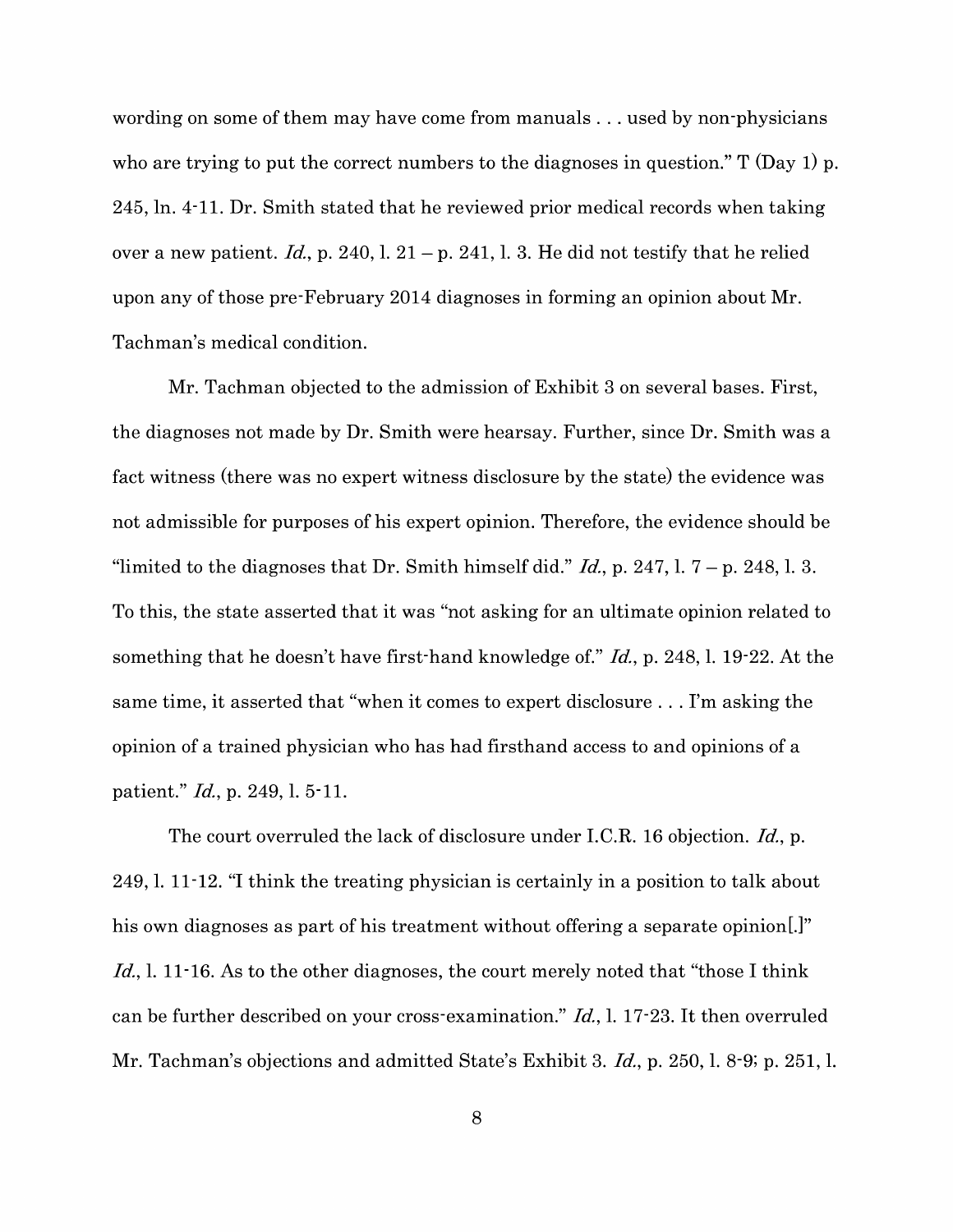wording on some of them may have come from manuals . . . used by non-physicians who are trying to put the correct numbers to the diagnoses in question." T (Day 1) p. 245, ln. 4-11. Dr. Smith stated that he reviewed prior medical records when taking over a new patient. *Id.*, p. 240, l. 21 – p. 241, l. 3. He did not testify that he relied upon any of those pre-February 2014 diagnoses in forming an opinion about Mr. Tachman's medical condition.

Mr. Tachman objected to the admission of Exhibit 3 on several bases. First, the diagnoses not made by Dr. Smith were hearsay. Further, since Dr. Smith was a fact witness (there was no expert witness disclosure by the state) the evidence was not admissible for purposes of his expert opinion. Therefore, the evidence should be "limited to the diagnoses that Dr. Smith himself did." *Id.*, p. 247, l. 7 – p. 248, l. 3. To this, the state asserted that it was "not asking for an ultimate opinion related to something that he doesn't have first-hand knowledge of." *Id.*, p. 248, l. 19-22. At the same time, it asserted that "when it comes to expert disclosure . . . I'm asking the opinion of a trained physician who has had firsthand access to and opinions of a patient." *Id.*, p. 249, l. 5-11.

The court overruled the lack of disclosure under I.C.R. 16 objection. *Id.*, p. 249, l. 11-12. "I think the treating physician is certainly in a position to talk about his own diagnoses as part of his treatment without offering a separate opinion[.]" *Id.*, l. 11-16. As to the other diagnoses, the court merely noted that "those I think can be further described on your cross-examination." *Id.*, l. 17-23. It then overruled Mr. Tachman's objections and admitted State's Exhibit 3. *Id.*, p. 250, l. 8-9; p. 251, l.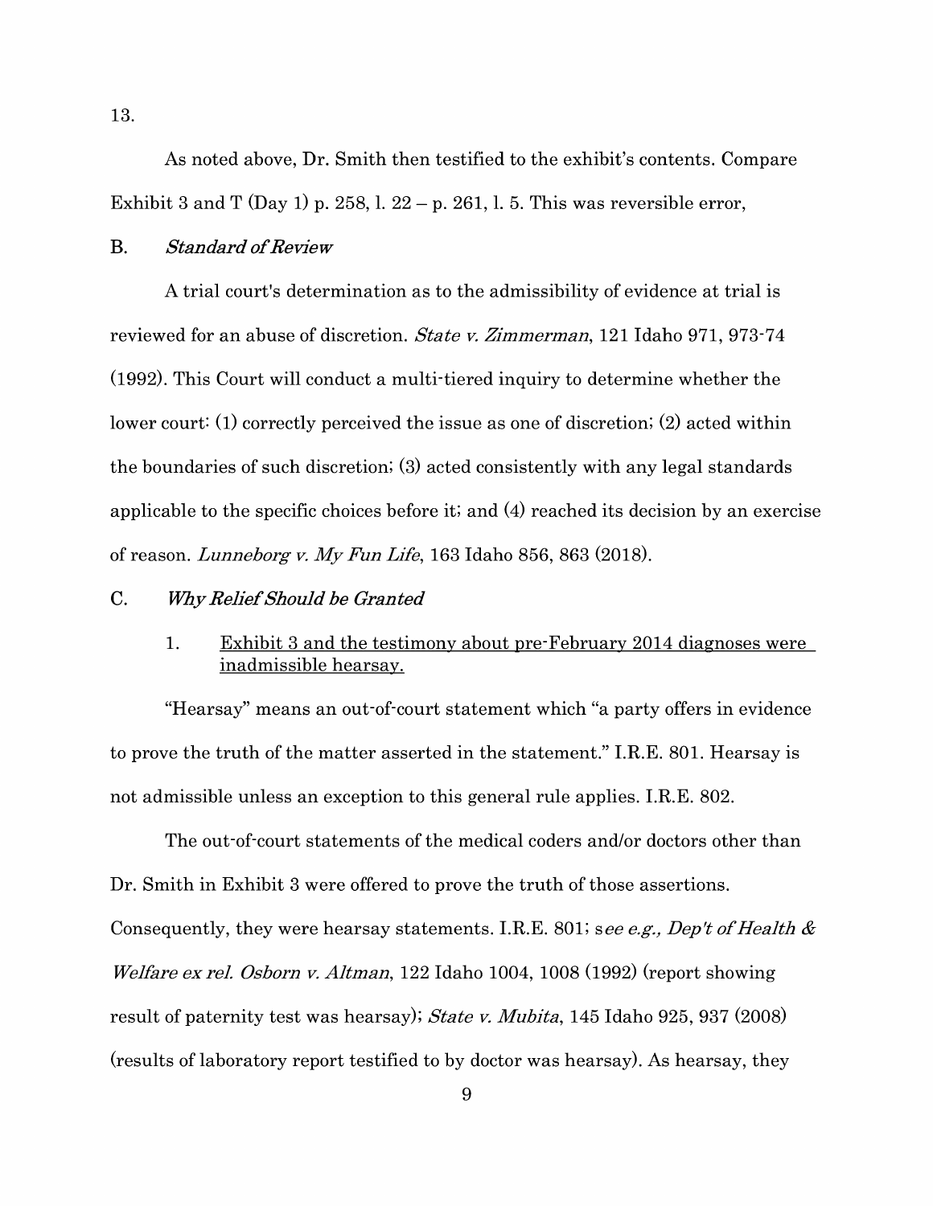13.

As noted above, Dr. Smith then testified to the exhibit's contents. Compare Exhibit 3 and T (Day 1) p. 258, l. 22 – p. 261, l. 5. This was reversible error,

## B. *Standard of Review*

A trial court's determination as to the admissibility of evidence at trial is reviewed for an abuse of discretion. *State v. Zimmerman*, 121 Idaho 971, 973-74 (1992). This Court will conduct a multi-tiered inquiry to determine whether the lower court: (1) correctly perceived the issue as one of discretion; (2) acted within the boundaries of such discretion; (3) acted consistently with any legal standards applicable to the specific choices before it; and (4) reached its decision by an exercise of reason. *Lunneborg v. My Fun Life*, 163 Idaho 856, 863 (2018).

## C. *Why Relief Should be Granted*

### 1. Exhibit 3 and the testimony about pre-February 2014 diagnoses were inadmissible hearsay.

"Hearsay" means an out-of-court statement which "a party offers in evidence to prove the truth of the matter asserted in the statement." I.R.E. 801. Hearsay is not admissible unless an exception to this general rule applies. I.R.E. 802.

The out-of-court statements of the medical coders and/or doctors other than Dr. Smith in Exhibit 3 were offered to prove the truth of those assertions. Consequently, they were hearsay statements. I.R.E. 801; s*ee e.g., Dep't of Health & Welfare ex rel. Osborn v. Altman*, 122 Idaho 1004, 1008 (1992) (report showing result of paternity test was hearsay); *State v. Mubita*, 145 Idaho 925, 937 (2008) (results of laboratory report testified to by doctor was hearsay). As hearsay, they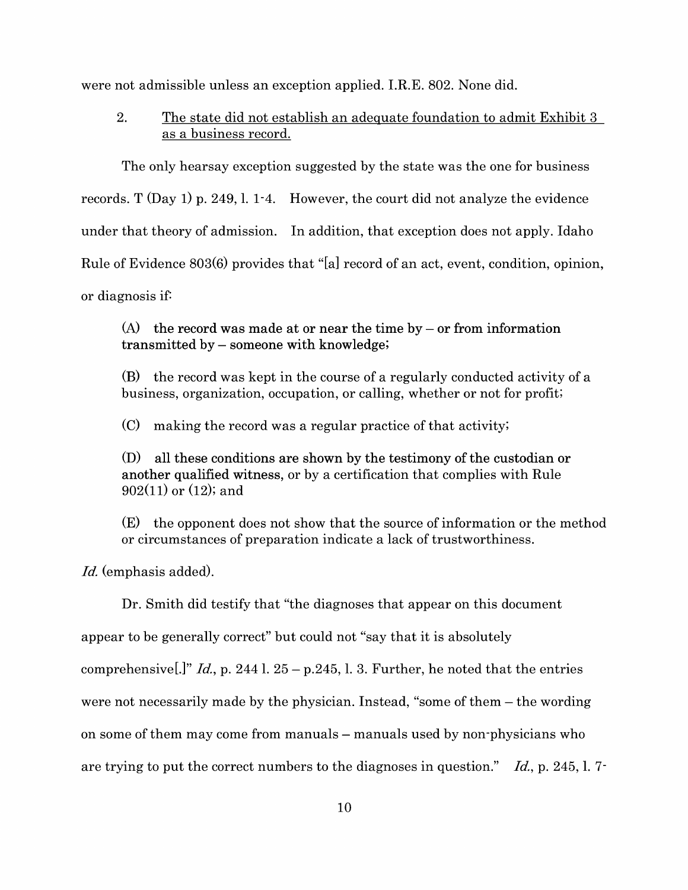were not admissible unless an exception applied. I.R.E. 802. None did.

2. <u>The state did not establish an adequate foundation to admit Exhibit 3 as a business record.</u>

The only hearsay exception suggested by the state was the one for business records. T (Day 1) p. 249, l. 1-4. However, the court did not analyze the evidence under that theory of admission. In addition, that exception does not apply. Idaho Rule of Evidence 803(6) provides that "[a] record of an act, event, condition, opinion, or diagnosis if:

> (A) **the record was made at or near the time by – or from information transmitted by – someone with knowledge;**
>
> (B) the record was kept in the course of a regularly conducted activity of a business, organization, occupation, or calling, whether or not for profit;
>
> (C) making the record was a regular practice of that activity;
>
> (D) **all these conditions are shown by the testimony of the custodian or another qualified witness,** or by a certification that complies with Rule 902(11) or (12); and
>
> (E) the opponent does not show that the source of information or the method or circumstances of preparation indicate a lack of trustworthiness.

*Id.* (emphasis added).

Dr. Smith did testify that "the diagnoses that appear on this document appear to be generally correct" but could not "say that it is absolutely comprehensive[.]" *Id.*, p. 244 l. 25 – p.245, l. 3. Further, he noted that the entries were not necessarily made by the physician. Instead, "some of them – the wording on some of them may come from manuals – manuals used by non-physicians who are trying to put the correct numbers to the diagnoses in question." *Id.*, p. 245, l. 7-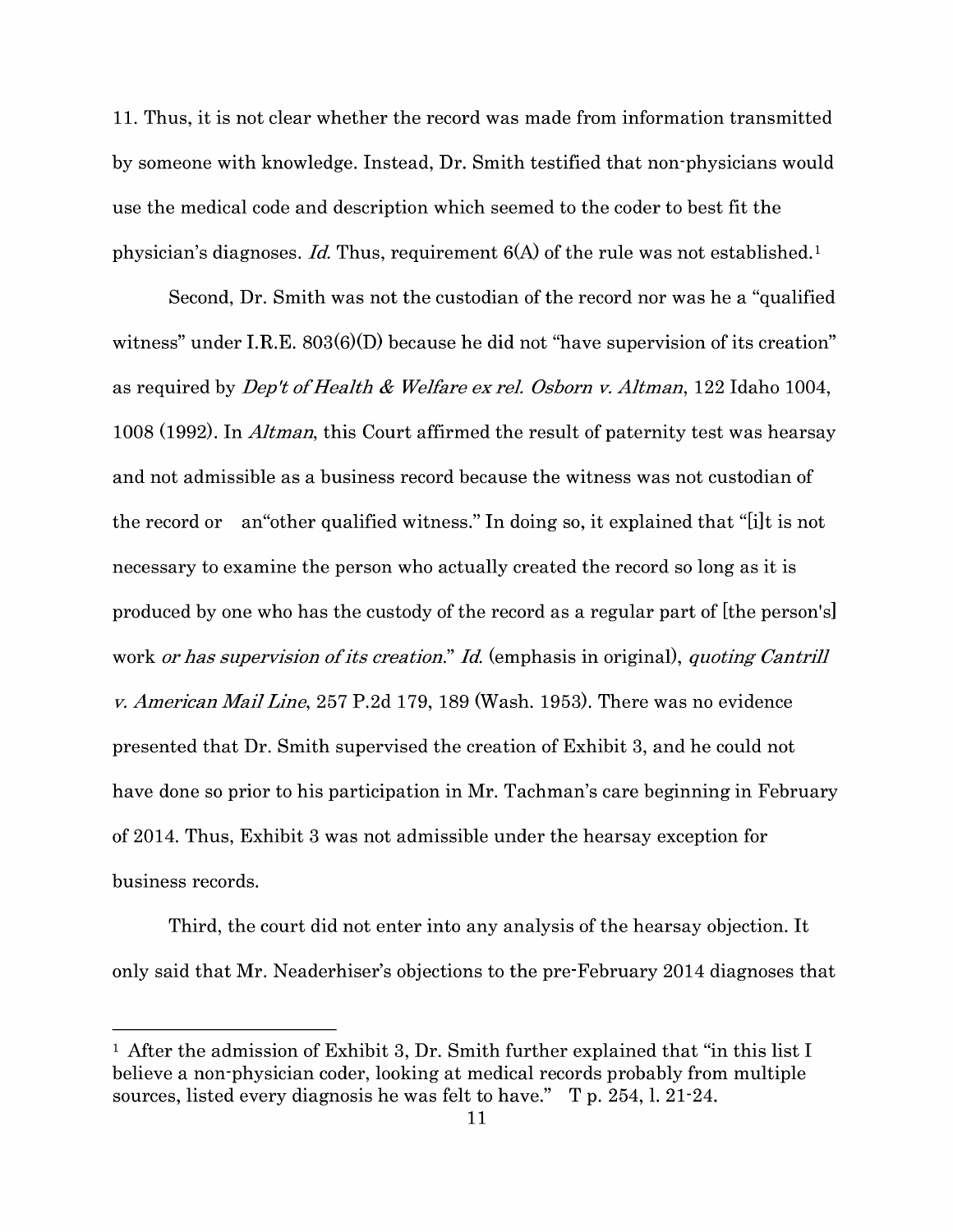11. Thus, it is not clear whether the record was made from information transmitted by someone with knowledge. Instead, Dr. Smith testified that non-physicians would use the medical code and description which seemed to the coder to best fit the physician's diagnoses. *Id.* Thus, requirement 6(A) of the rule was not established.[1]

Second, Dr. Smith was not the custodian of the record nor was he a "qualified witness" under I.R.E. 803(6)(D) because he did not "have supervision of its creation" as required by *Dep't of Health & Welfare ex rel. Osborn v. Altman*, 122 Idaho 1004, 1008 (1992). In *Altman*, this Court affirmed the result of paternity test was hearsay and not admissible as a business record because the witness was not custodian of the record or an"other qualified witness." In doing so, it explained that "[i]t is not necessary to examine the person who actually created the record so long as it is produced by one who has the custody of the record as a regular part of [the person's] work *or has supervision of its creation*." *Id.* (emphasis in original), *quoting Cantrill v. American Mail Line*, 257 P.2d 179, 189 (Wash. 1953). There was no evidence presented that Dr. Smith supervised the creation of Exhibit 3, and he could not have done so prior to his participation in Mr. Tachman's care beginning in February of 2014. Thus, Exhibit 3 was not admissible under the hearsay exception for business records.

Third, the court did not enter into any analysis of the hearsay objection. It only said that Mr. Neaderhiser's objections to the pre-February 2014 diagnoses that

---

[1] After the admission of Exhibit 3, Dr. Smith further explained that "in this list I believe a non-physician coder, looking at medical records probably from multiple sources, listed every diagnosis he was felt to have." T p. 254, l. 21-24.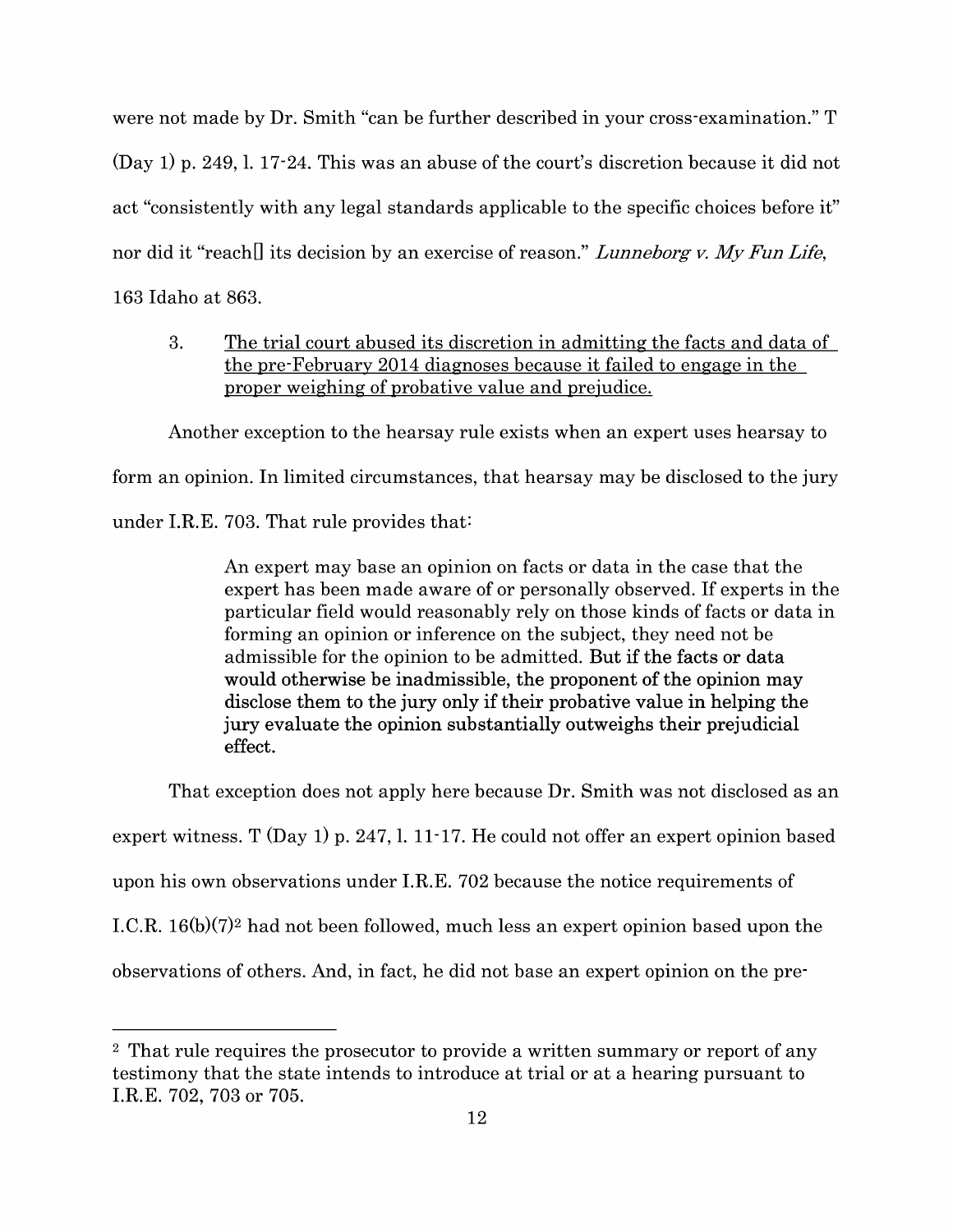were not made by Dr. Smith "can be further described in your cross-examination." T (Day 1) p. 249, l. 17-24. This was an abuse of the court's discretion because it did not act "consistently with any legal standards applicable to the specific choices before it" nor did it "reach[] its decision by an exercise of reason." *Lunneborg v. My Fun Life*, 163 Idaho at 863.

3. <u>The trial court abused its discretion in admitting the facts and data of the pre-February 2014 diagnoses because it failed to engage in the proper weighing of probative value and prejudice.</u>

Another exception to the hearsay rule exists when an expert uses hearsay to form an opinion. In limited circumstances, that hearsay may be disclosed to the jury under I.R.E. 703. That rule provides that:

> An expert may base an opinion on facts or data in the case that the expert has been made aware of or personally observed. If experts in the particular field would reasonably rely on those kinds of facts or data in forming an opinion or inference on the subject, they need not be admissible for the opinion to be admitted. **But if the facts or data would otherwise be inadmissible, the proponent of the opinion may disclose them to the jury only if their probative value in helping the jury evaluate the opinion substantially outweighs their prejudicial effect.**

That exception does not apply here because Dr. Smith was not disclosed as an expert witness. T (Day 1) p. 247, l. 11-17. He could not offer an expert opinion based upon his own observations under I.R.E. 702 because the notice requirements of I.C.R. 16(b)(7)[2] had not been followed, much less an expert opinion based upon the observations of others. And, in fact, he did not base an expert opinion on the pre-

---

[2] That rule requires the prosecutor to provide a written summary or report of any testimony that the state intends to introduce at trial or at a hearing pursuant to I.R.E. 702, 703 or 705.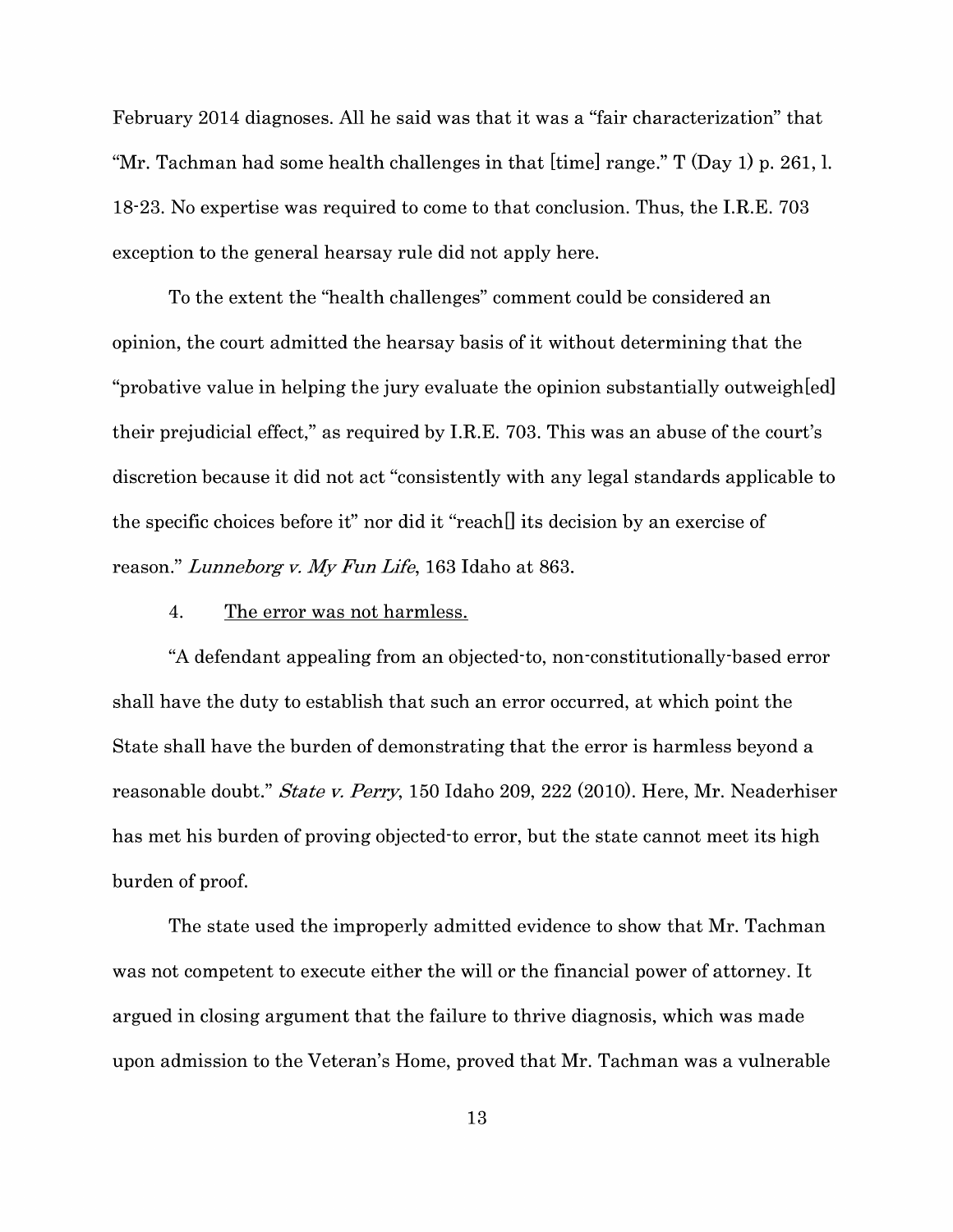February 2014 diagnoses. All he said was that it was a "fair characterization" that "Mr. Tachman had some health challenges in that [time] range." T (Day 1) p. 261, l. 18-23. No expertise was required to come to that conclusion. Thus, the I.R.E. 703 exception to the general hearsay rule did not apply here.

To the extent the "health challenges" comment could be considered an opinion, the court admitted the hearsay basis of it without determining that the "probative value in helping the jury evaluate the opinion substantially outweigh[ed] their prejudicial effect," as required by I.R.E. 703. This was an abuse of the court's discretion because it did not act "consistently with any legal standards applicable to the specific choices before it" nor did it "reach[] its decision by an exercise of reason." *Lunneborg v. My Fun Life*, 163 Idaho at 863.

4. <u>The error was not harmless.</u>

"A defendant appealing from an objected-to, non-constitutionally-based error shall have the duty to establish that such an error occurred, at which point the State shall have the burden of demonstrating that the error is harmless beyond a reasonable doubt." *State v. Perry*, 150 Idaho 209, 222 (2010). Here, Mr. Neaderhiser has met his burden of proving objected-to error, but the state cannot meet its high burden of proof.

The state used the improperly admitted evidence to show that Mr. Tachman was not competent to execute either the will or the financial power of attorney. It argued in closing argument that the failure to thrive diagnosis, which was made upon admission to the Veteran's Home, proved that Mr. Tachman was a vulnerable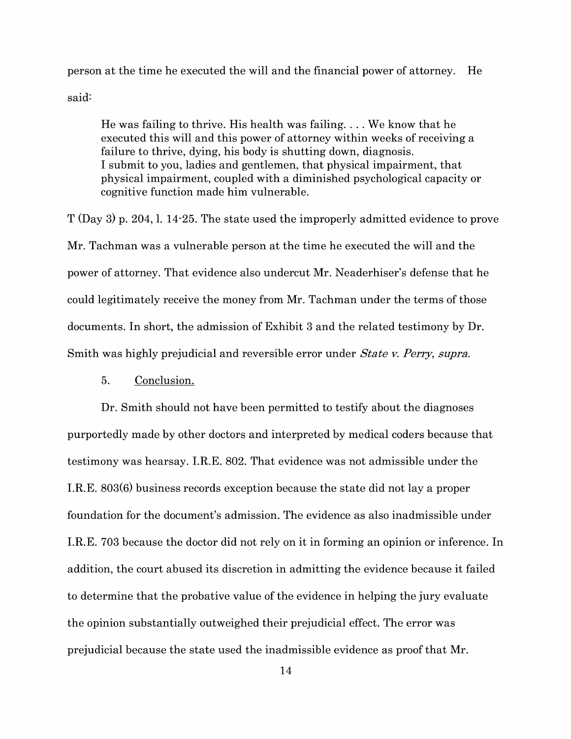person at the time he executed the will and the financial power of attorney. He said:

> He was failing to thrive. His health was failing. . . . We know that he executed this will and this power of attorney within weeks of receiving a failure to thrive, dying, his body is shutting down, diagnosis.
> I submit to you, ladies and gentlemen, that physical impairment, that physical impairment, coupled with a diminished psychological capacity or cognitive function made him vulnerable.

T (Day 3) p. 204, l. 14-25. The state used the improperly admitted evidence to prove Mr. Tachman was a vulnerable person at the time he executed the will and the power of attorney. That evidence also undercut Mr. Neaderhiser's defense that he could legitimately receive the money from Mr. Tachman under the terms of those documents. In short, the admission of Exhibit 3 and the related testimony by Dr. Smith was highly prejudicial and reversible error under *State v. Perry, supra.*

5. <u>Conclusion.</u>

Dr. Smith should not have been permitted to testify about the diagnoses purportedly made by other doctors and interpreted by medical coders because that testimony was hearsay. I.R.E. 802. That evidence was not admissible under the I.R.E. 803(6) business records exception because the state did not lay a proper foundation for the document's admission. The evidence as also inadmissible under I.R.E. 703 because the doctor did not rely on it in forming an opinion or inference. In addition, the court abused its discretion in admitting the evidence because it failed to determine that the probative value of the evidence in helping the jury evaluate the opinion substantially outweighed their prejudicial effect. The error was prejudicial because the state used the inadmissible evidence as proof that Mr.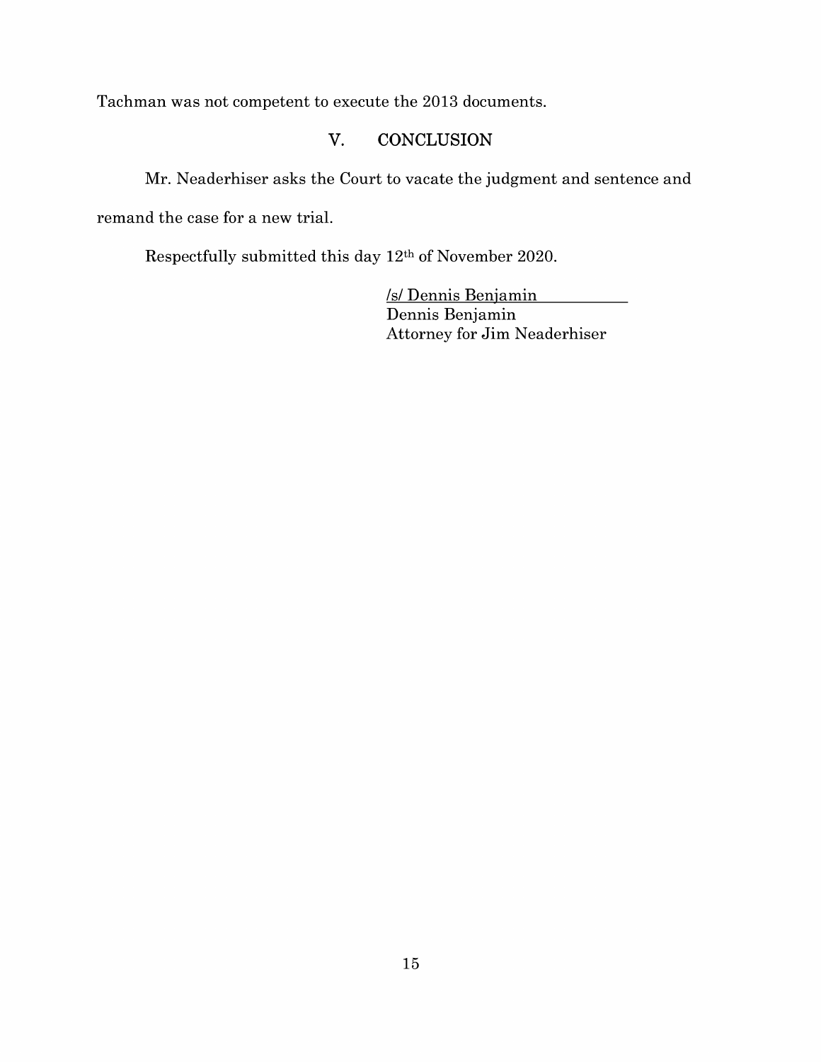Tachman was not competent to execute the 2013 documents.

## V. CONCLUSION

Mr. Neaderhiser asks the Court to vacate the judgment and sentence and remand the case for a new trial.

Respectfully submitted this day 12th of November 2020.

/s/ Dennis Benjamin
Dennis Benjamin
Attorney for Jim Neaderhiser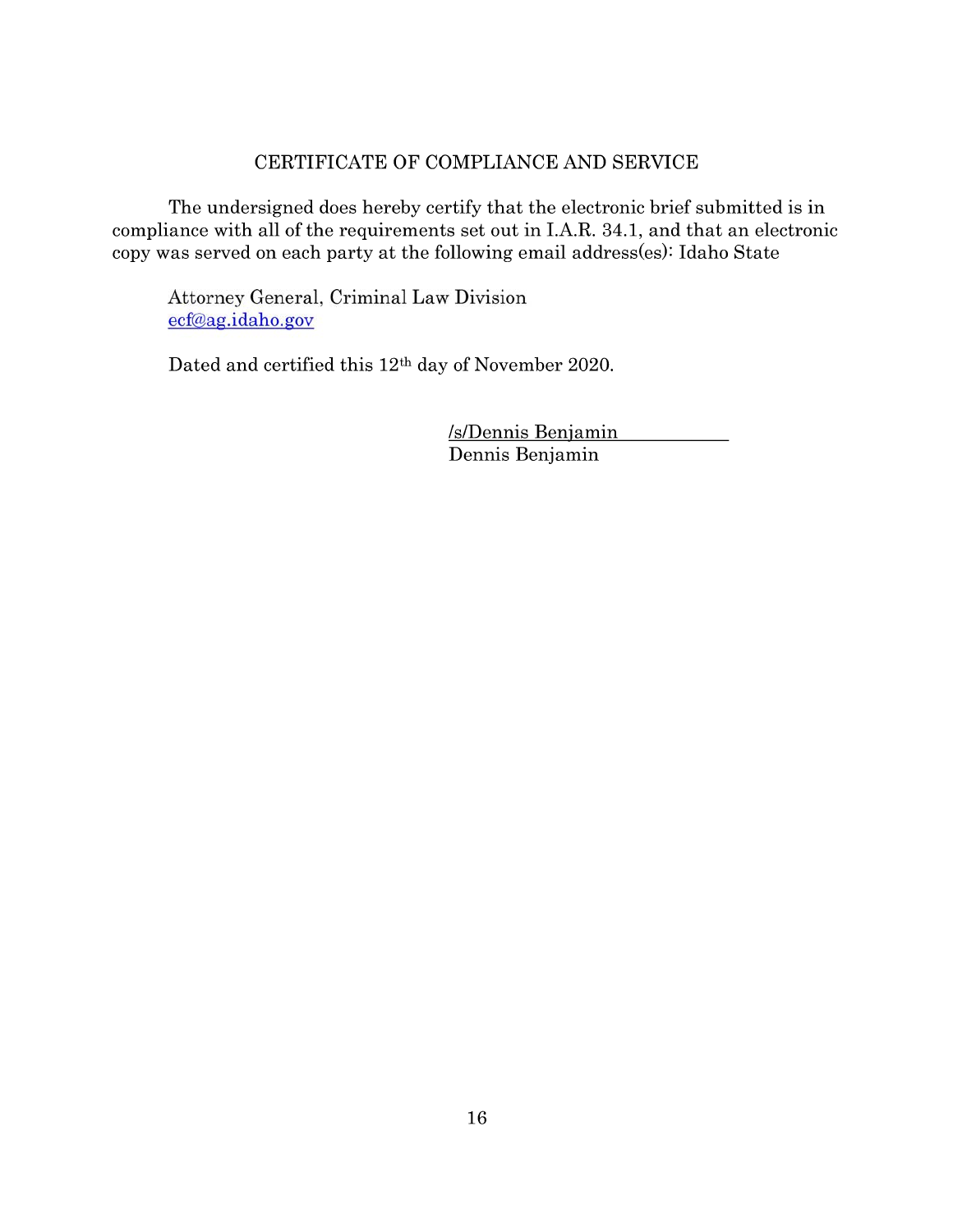## CERTIFICATE OF COMPLIANCE AND SERVICE

The undersigned does hereby certify that the electronic brief submitted is in compliance with all of the requirements set out in I.A.R. 34.1, and that an electronic copy was served on each party at the following email address(es): Idaho State

Attorney General, Criminal Law Division
ecf@ag.idaho.gov

Dated and certified this 12th day of November 2020.

/s/Dennis Benjamin
Dennis Benjamin